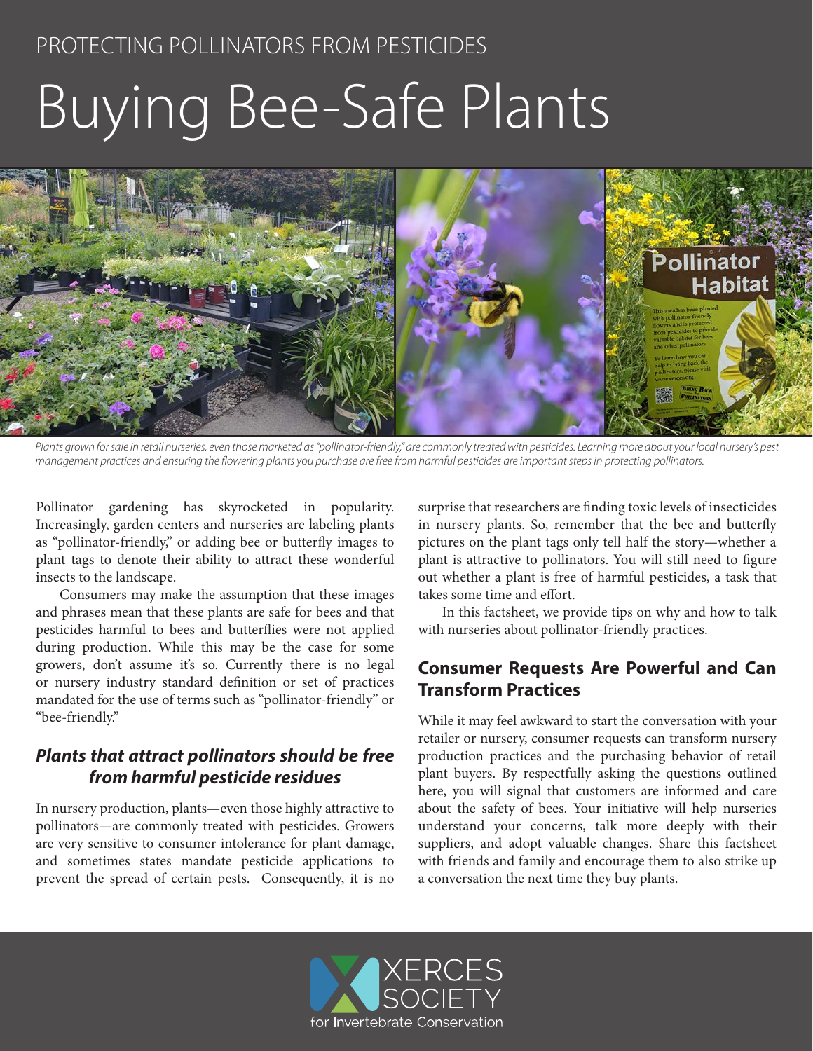PROTECTING POLLINATORS FROM PESTICIDES

# Buying Bee-Safe Plants

*Plants grown for sale in retail nurseries, even those marketed as "pollinator-friendly," are commonly treated with pesticides. Learning more about your local nursery's pest management practices and ensuring the flowering plants you purchase are free from harmful pesticides are important steps in protecting pollinators.*

Pollinator gardening has skyrocketed in popularity. Increasingly, garden centers and nurseries are labeling plants as "pollinator-friendly," or adding bee or butterfly images to plant tags to denote their ability to attract these wonderful insects to the landscape.

Consumers may make the assumption that these images and phrases mean that these plants are safe for bees and that pesticides harmful to bees and butterflies were not applied during production. While this may be the case for some growers, don't assume it's so. Currently there is no legal or nursery industry standard definition or set of practices mandated for the use of terms such as "pollinator-friendly" or "bee-friendly."

### *Plants that attract pollinators should be free from harmful pesticide residues*

In nursery production, plants—even those highly attractive to pollinators—are commonly treated with pesticides. Growers are very sensitive to consumer intolerance for plant damage, and sometimes states mandate pesticide applications to prevent the spread of certain pests. Consequently, it is no surprise that researchers are finding toxic levels of insecticides in nursery plants. So, remember that the bee and butterfly pictures on the plant tags only tell half the story—whether a plant is attractive to pollinators. You will still need to figure out whether a plant is free of harmful pesticides, a task that takes some time and effort.

In this factsheet, we provide tips on why and how to talk with nurseries about pollinator-friendly practices.

## Consumer Requests Are Powerful and Can Transform Practices

While it may feel awkward to start the conversation with your retailer or nursery, consumer requests can transform nursery production practices and the purchasing behavior of retail plant buyers. By respectfully asking the questions outlined here, you will signal that customers are informed and care about the safety of bees. Your initiative will help nurseries understand your concerns, talk more deeply with their suppliers, and adopt valuable changes. Share this factsheet with friends and family and encourage them to also strike up a conversation the next time they buy plants.

XERCES SOCIETY for Invertebrate Conservation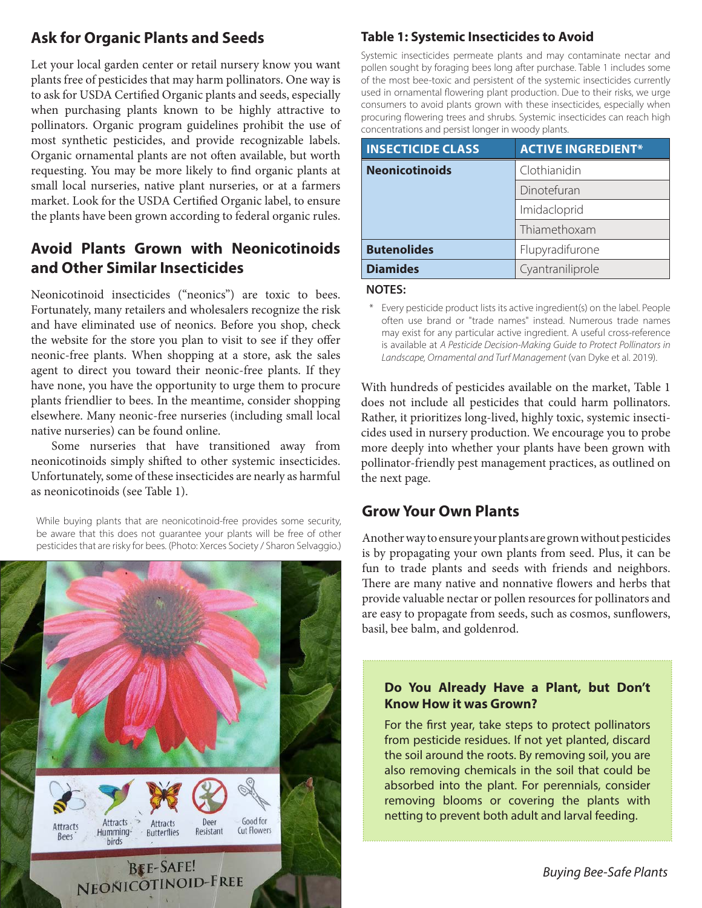## Ask for Organic Plants and Seeds

Let your local garden center or retail nursery know you want plants free of pesticides that may harm pollinators. One way is to ask for USDA Certified Organic plants and seeds, especially when purchasing plants known to be highly attractive to pollinators. Organic program guidelines prohibit the use of most synthetic pesticides, and provide recognizable labels. Organic ornamental plants are not often available, but worth requesting. You may be more likely to find organic plants at small local nurseries, native plant nurseries, or at a farmers market. Look for the USDA Certified Organic label, to ensure the plants have been grown according to federal organic rules.

## Avoid Plants Grown with Neonicotinoids and Other Similar Insecticides

Neonicotinoid insecticides ("neonics") are toxic to bees. Fortunately, many retailers and wholesalers recognize the risk and have eliminated use of neonics. Before you shop, check the website for the store you plan to visit to see if they offer neonic-free plants. When shopping at a store, ask the sales agent to direct you toward their neonic-free plants. If they have none, you have the opportunity to urge them to procure plants friendlier to bees. In the meantime, consider shopping elsewhere. Many neonic-free nurseries (including small local native nurseries) can be found online.

Some nurseries that have transitioned away from neonicotinoids simply shifted to other systemic insecticides. Unfortunately, some of these insecticides are nearly as harmful as neonicotinoids (see Table 1).

While buying plants that are neonicotinoid-free provides some security, be aware that this does not guarantee your plants will be free of other pesticides that are risky for bees. (Photo: Xerces Society / Sharon Selvaggio.)

### Table 1: Systemic Insecticides to Avoid

Systemic insecticides permeate plants and may contaminate nectar and pollen sought by foraging bees long after purchase. Table 1 includes some of the most bee-toxic and persistent of the systemic insecticides currently used in ornamental flowering plant production. Due to their risks, we urge consumers to avoid plants grown with these insecticides, especially when procuring flowering trees and shrubs. Systemic insecticides can reach high concentrations and persist longer in woody plants.

| INSECTICIDE CLASS | ACTIVE INGREDIENT* |
|---|---|
| **Neonicotinoids** | Clothianidin |
| | Dinotefuran |
| | Imidacloprid |
| | Thiamethoxam |
| **Butenolides** | Flupyradifurone |
| **Diamides** | Cyantraniliprole |

**NOTES:**

\* Every pesticide product lists its active ingredient(s) on the label. People often use brand or "trade names" instead. Numerous trade names may exist for any particular active ingredient. A useful cross-reference is available at *A Pesticide Decision-Making Guide to Protect Pollinators in Landscape, Ornamental and Turf Management* (van Dyke et al. 2019).

With hundreds of pesticides available on the market, Table 1 does not include all pesticides that could harm pollinators. Rather, it prioritizes long-lived, highly toxic, systemic insecticides used in nursery production. We encourage you to probe more deeply into whether your plants have been grown with pollinator-friendly pest management practices, as outlined on the next page.

## Grow Your Own Plants

Another way to ensure your plants are grown without pesticides is by propagating your own plants from seed. Plus, it can be fun to trade plants and seeds with friends and neighbors. There are many native and nonnative flowers and herbs that provide valuable nectar or pollen resources for pollinators and are easy to propagate from seeds, such as cosmos, sunflowers, basil, bee balm, and goldenrod.

### Do You Already Have a Plant, but Don't Know How it was Grown?

For the first year, take steps to protect pollinators from pesticide residues. If not yet planted, discard the soil around the roots. By removing soil, you are also removing chemicals in the soil that could be absorbed into the plant. For perennials, consider removing blooms or covering the plants with netting to prevent both adult and larval feeding.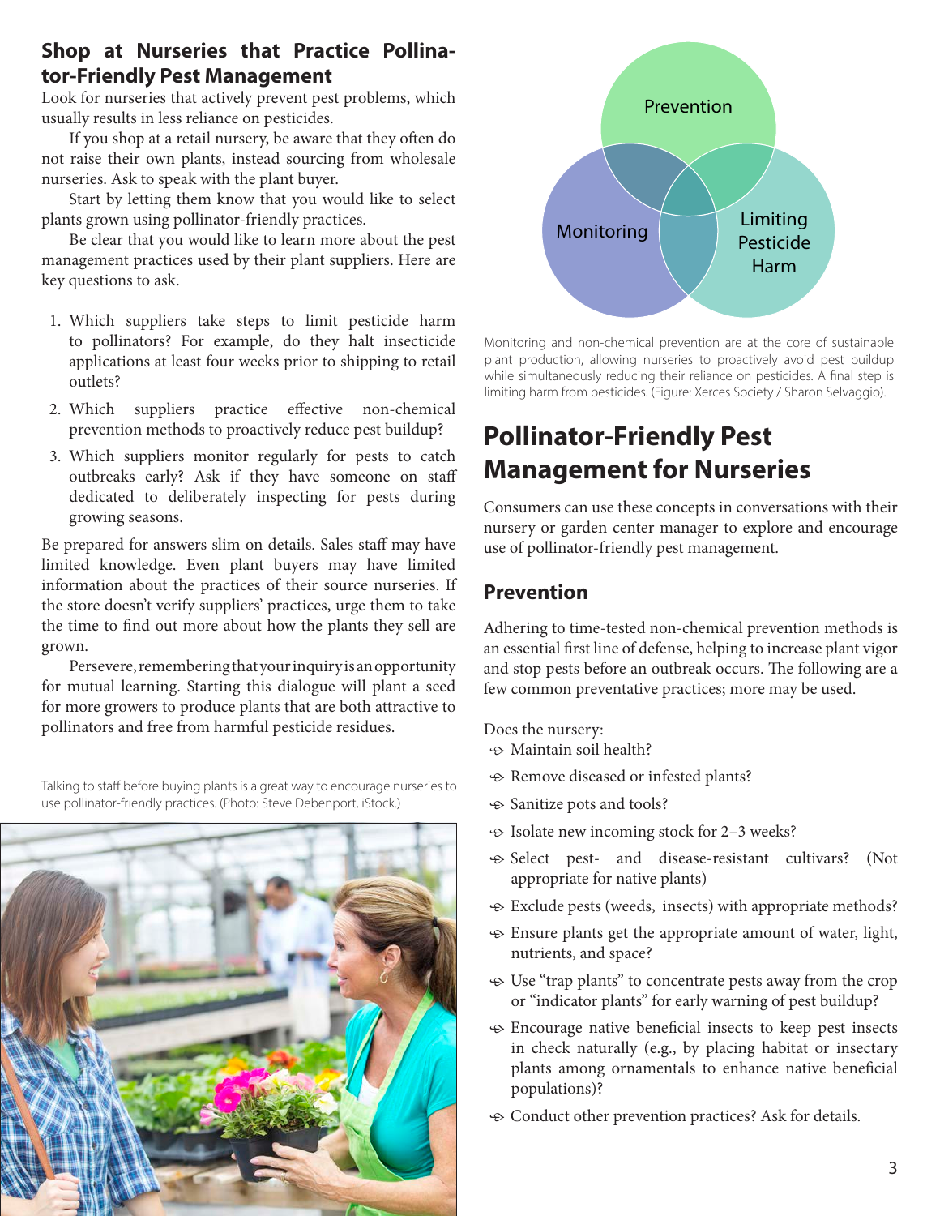## Shop at Nurseries that Practice Pollinator-Friendly Pest Management

Look for nurseries that actively prevent pest problems, which usually results in less reliance on pesticides.

If you shop at a retail nursery, be aware that they often do not raise their own plants, instead sourcing from wholesale nurseries. Ask to speak with the plant buyer.

Start by letting them know that you would like to select plants grown using pollinator-friendly practices.

Be clear that you would like to learn more about the pest management practices used by their plant suppliers. Here are key questions to ask.

1. Which suppliers take steps to limit pesticide harm to pollinators? For example, do they halt insecticide applications at least four weeks prior to shipping to retail outlets?
2. Which suppliers practice effective non-chemical prevention methods to proactively reduce pest buildup?
3. Which suppliers monitor regularly for pests to catch outbreaks early? Ask if they have someone on staff dedicated to deliberately inspecting for pests during growing seasons.

Be prepared for answers slim on details. Sales staff may have limited knowledge. Even plant buyers may have limited information about the practices of their source nurseries. If the store doesn't verify suppliers' practices, urge them to take the time to find out more about how the plants they sell are grown.

Persevere, remembering that your inquiry is an opportunity for mutual learning. Starting this dialogue will plant a seed for more growers to produce plants that are both attractive to pollinators and free from harmful pesticide residues.

Talking to staff before buying plants is a great way to encourage nurseries to use pollinator-friendly practices. (Photo: Steve Debenport, iStock.)

Prevention / Monitoring / Limiting Pesticide Harm

Monitoring and non-chemical prevention are at the core of sustainable plant production, allowing nurseries to proactively avoid pest buildup while simultaneously reducing their reliance on pesticides. A final step is limiting harm from pesticides. (Figure: Xerces Society / Sharon Selvaggio).

# Pollinator-Friendly Pest Management for Nurseries

Consumers can use these concepts in conversations with their nursery or garden center manager to explore and encourage use of pollinator-friendly pest management.

## Prevention

Adhering to time-tested non-chemical prevention methods is an essential first line of defense, helping to increase plant vigor and stop pests before an outbreak occurs. The following are a few common preventative practices; more may be used.

Does the nursery:

- Maintain soil health?
- Remove diseased or infested plants?
- Sanitize pots and tools?
- Isolate new incoming stock for 2–3 weeks?
- Select pest- and disease-resistant cultivars? (Not appropriate for native plants)
- Exclude pests (weeds, insects) with appropriate methods?
- Ensure plants get the appropriate amount of water, light, nutrients, and space?
- Use "trap plants" to concentrate pests away from the crop or "indicator plants" for early warning of pest buildup?
- Encourage native beneficial insects to keep pest insects in check naturally (e.g., by placing habitat or insectary plants among ornamentals to enhance native beneficial populations)?
- Conduct other prevention practices? Ask for details.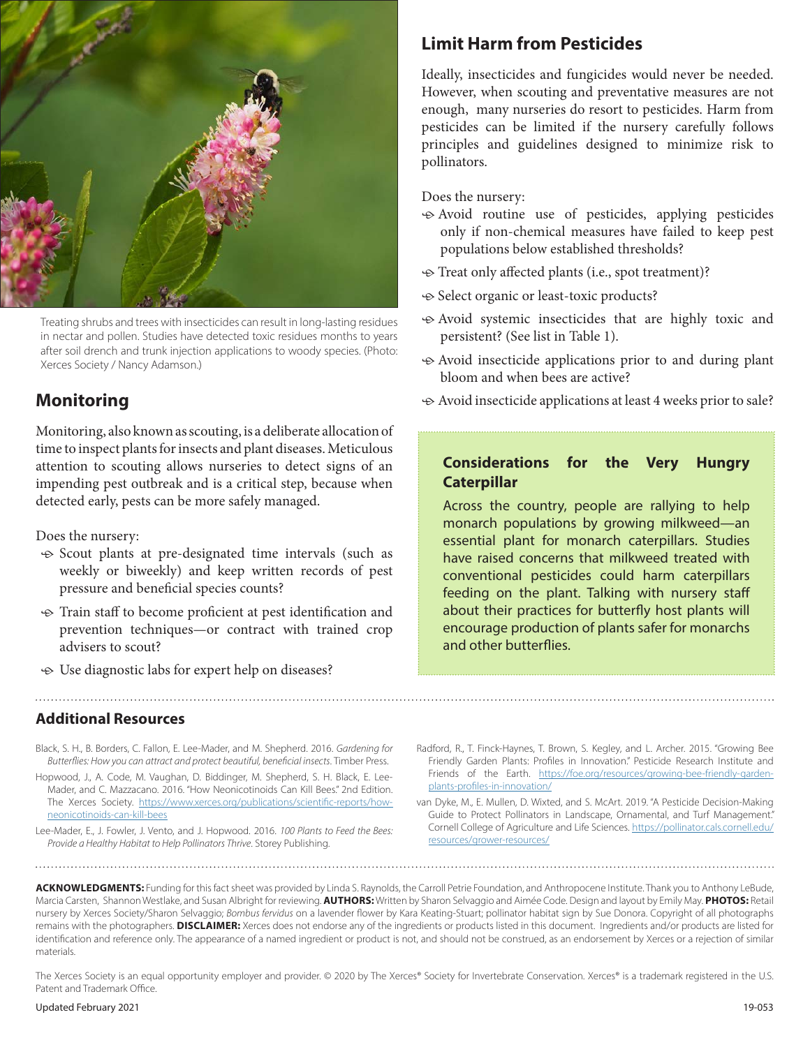Treating shrubs and trees with insecticides can result in long-lasting residues in nectar and pollen. Studies have detected toxic residues months to years after soil drench and trunk injection applications to woody species. (Photo: Xerces Society / Nancy Adamson.)

## Monitoring

Monitoring, also known as scouting, is a deliberate allocation of time to inspect plants for insects and plant diseases. Meticulous attention to scouting allows nurseries to detect signs of an impending pest outbreak and is a critical step, because when detected early, pests can be more safely managed.

Does the nursery:

- Scout plants at pre-designated time intervals (such as weekly or biweekly) and keep written records of pest pressure and beneficial species counts?
- Train staff to become proficient at pest identification and prevention techniques—or contract with trained crop advisers to scout?
- Use diagnostic labs for expert help on diseases?

## Limit Harm from Pesticides

Ideally, insecticides and fungicides would never be needed. However, when scouting and preventative measures are not enough, many nurseries do resort to pesticides. Harm from pesticides can be limited if the nursery carefully follows principles and guidelines designed to minimize risk to pollinators.

Does the nursery:

- Avoid routine use of pesticides, applying pesticides only if non-chemical measures have failed to keep pest populations below established thresholds?
- Treat only affected plants (i.e., spot treatment)?
- Select organic or least-toxic products?
- Avoid systemic insecticides that are highly toxic and persistent? (See list in Table 1).
- Avoid insecticide applications prior to and during plant bloom and when bees are active?
- Avoid insecticide applications at least 4 weeks prior to sale?

### Considerations for the Very Hungry Caterpillar

Across the country, people are rallying to help monarch populations by growing milkweed—an essential plant for monarch caterpillars. Studies have raised concerns that milkweed treated with conventional pesticides could harm caterpillars feeding on the plant. Talking with nursery staff about their practices for butterfly host plants will encourage production of plants safer for monarchs and other butterflies.

## Additional Resources

Black, S. H., B. Borders, C. Fallon, E. Lee-Mader, and M. Shepherd. 2016. *Gardening for Butterflies: How you can attract and protect beautiful, beneficial insects*. Timber Press.

Hopwood, J., A. Code, M. Vaughan, D. Biddinger, M. Shepherd, S. H. Black, E. Lee-Mader, and C. Mazzacano. 2016. "How Neonicotinoids Can Kill Bees." 2nd Edition. The Xerces Society. https://www.xerces.org/publications/scientific-reports/how-neonicotinoids-can-kill-bees

Lee-Mader, E., J. Fowler, J. Vento, and J. Hopwood. 2016. *100 Plants to Feed the Bees: Provide a Healthy Habitat to Help Pollinators Thrive*. Storey Publishing.

Radford, R., T. Finck-Haynes, T. Brown, S. Kegley, and L. Archer. 2015. "Growing Bee Friendly Garden Plants: Profiles in Innovation." Pesticide Research Institute and Friends of the Earth. https://foe.org/resources/growing-bee-friendly-garden-plants-profiles-in-innovation/

van Dyke, M., E. Mullen, D. Wixted, and S. McArt. 2019. "A Pesticide Decision-Making Guide to Protect Pollinators in Landscape, Ornamental, and Turf Management." Cornell College of Agriculture and Life Sciences. https://pollinator.cals.cornell.edu/resources/grower-resources/

**ACKNOWLEDGMENTS:** Funding for this fact sheet was provided by Linda S. Raynolds, the Carroll Petrie Foundation, and Anthropocene Institute. Thank you to Anthony LeBude, Marcia Carsten, Shannon Westlake, and Susan Albright for reviewing. **AUTHORS:** Written by Sharon Selvaggio and Aimée Code. Design and layout by Emily May. **PHOTOS:** Retail nursery by Xerces Society/Sharon Selvaggio; *Bombus fervidus* on a lavender flower by Kara Keating-Stuart; pollinator habitat sign by Sue Donora. Copyright of all photographs remains with the photographers. **DISCLAIMER:** Xerces does not endorse any of the ingredients or products listed in this document. Ingredients and/or products are listed for identification and reference only. The appearance of a named ingredient or product is not, and should not be construed, as an endorsement by Xerces or a rejection of similar materials.

The Xerces Society is an equal opportunity employer and provider. © 2020 by The Xerces® Society for Invertebrate Conservation. Xerces® is a trademark registered in the U.S. Patent and Trademark Office.

Updated February 2021

19-053